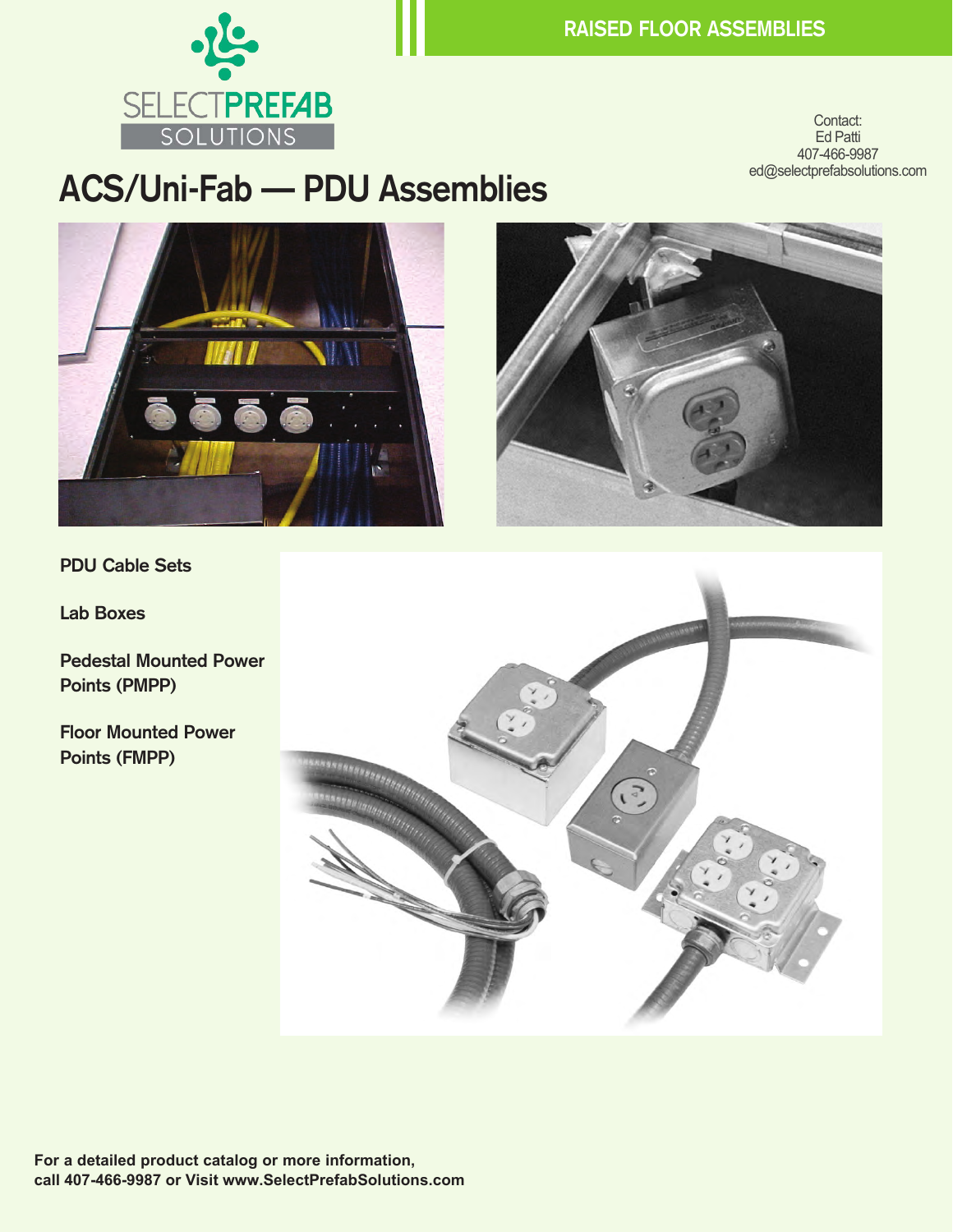SELECTPREFAB SOLUTIONS

RAISED FLOOR ASSEMBLIES

Contact:
Ed Patti
407-466-9987
ed@selectprefabsolutions.com

# ACS/Uni-Fab — PDU Assemblies

**PDU Cable Sets**

**Lab Boxes**

**Pedestal Mounted Power Points (PMPP)**

**Floor Mounted Power Points (FMPP)**

**For a detailed product catalog or more information, call 407-466-9987 or Visit www.SelectPrefabSolutions.com**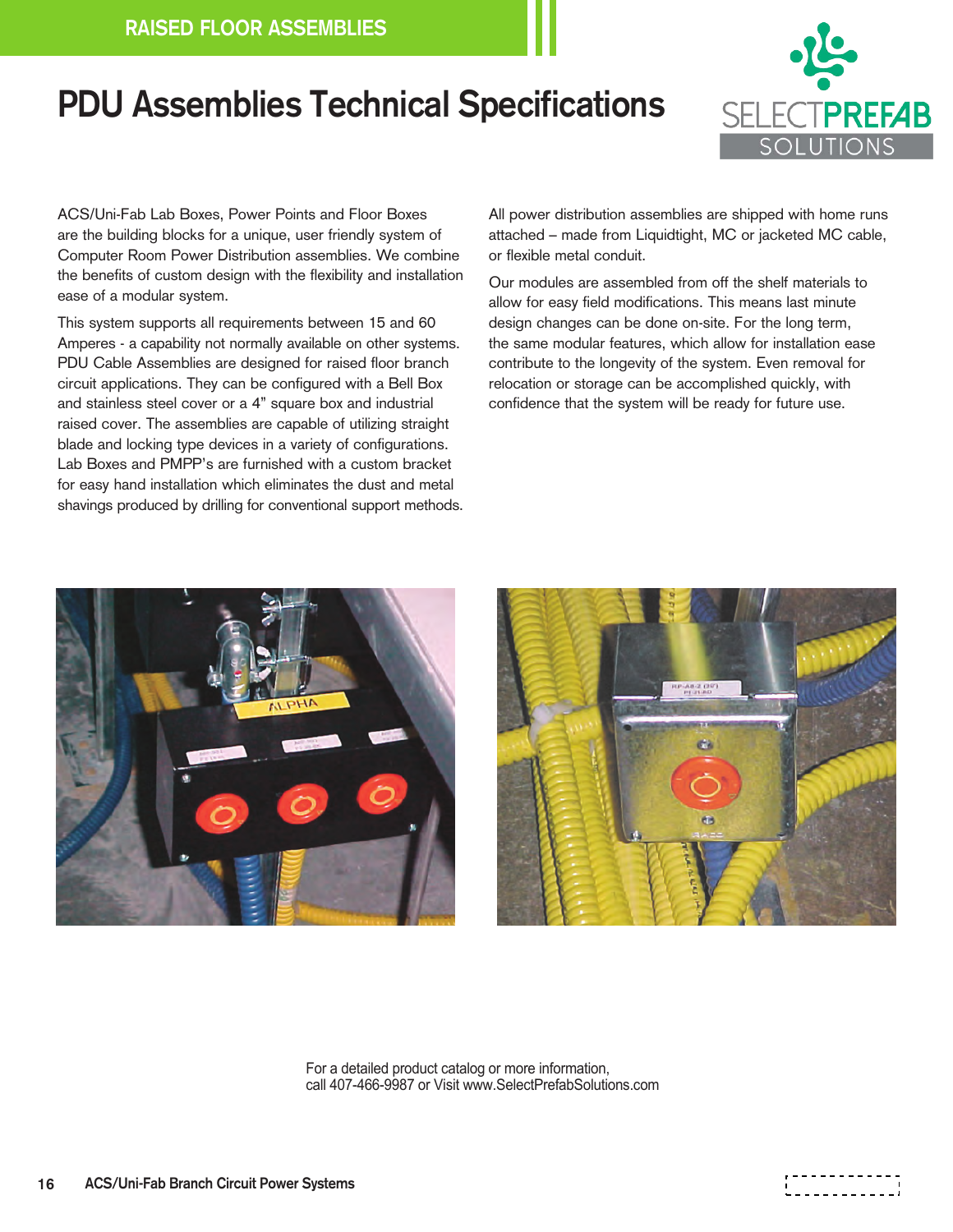RAISED FLOOR ASSEMBLIES

# PDU Assemblies Technical Specifications

ACS/Uni-Fab Lab Boxes, Power Points and Floor Boxes are the building blocks for a unique, user friendly system of Computer Room Power Distribution assemblies. We combine the benefits of custom design with the flexibility and installation ease of a modular system.

This system supports all requirements between 15 and 60 Amperes - a capability not normally available on other systems. PDU Cable Assemblies are designed for raised floor branch circuit applications. They can be configured with a Bell Box and stainless steel cover or a 4" square box and industrial raised cover. The assemblies are capable of utilizing straight blade and locking type devices in a variety of configurations. Lab Boxes and PMPP's are furnished with a custom bracket for easy hand installation which eliminates the dust and metal shavings produced by drilling for conventional support methods.

All power distribution assemblies are shipped with home runs attached – made from Liquidtight, MC or jacketed MC cable, or flexible metal conduit.

Our modules are assembled from off the shelf materials to allow for easy field modifications. This means last minute design changes can be done on-site. For the long term, the same modular features, which allow for installation ease contribute to the longevity of the system. Even removal for relocation or storage can be accomplished quickly, with confidence that the system will be ready for future use.

For a detailed product catalog or more information,
call 407-466-9987 or Visit www.SelectPrefabSolutions.com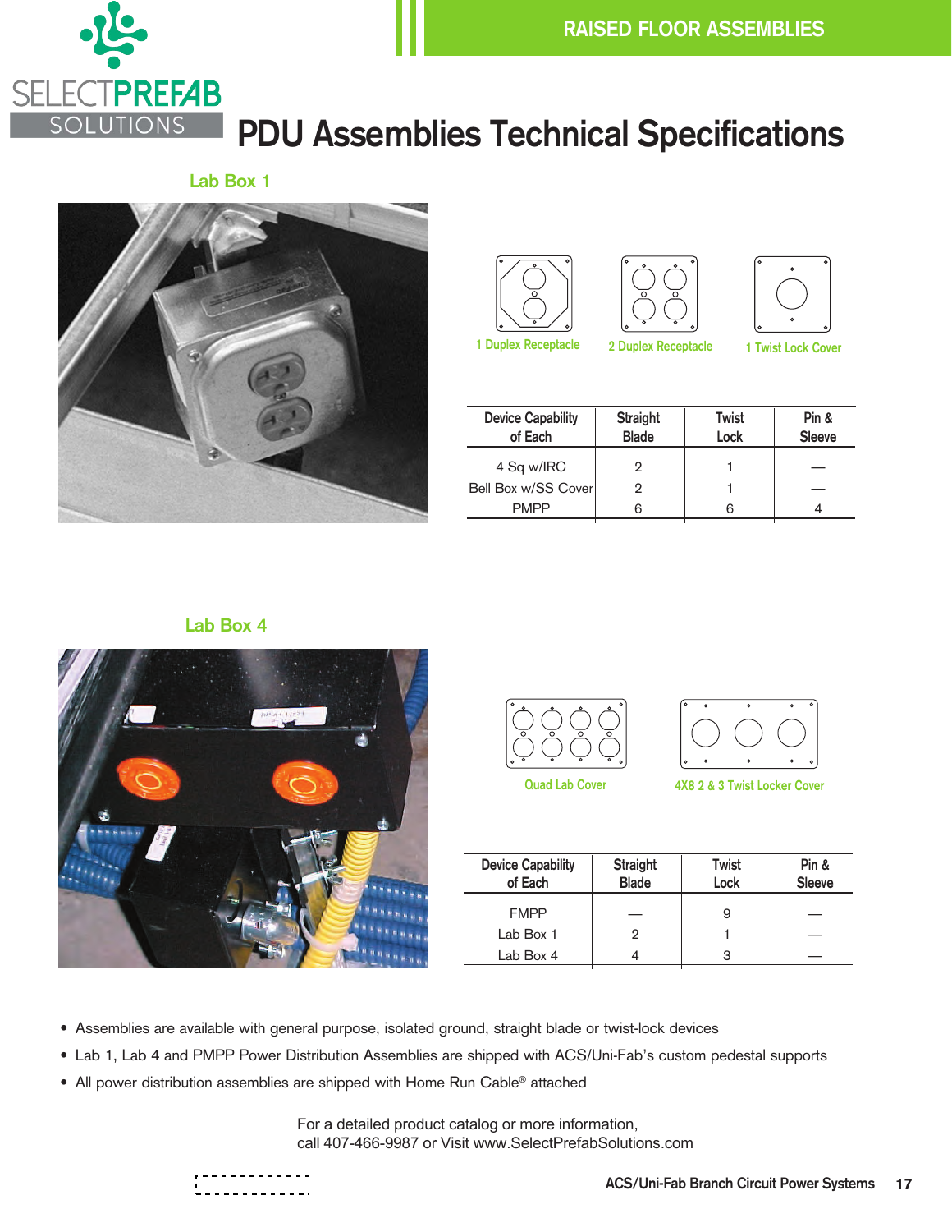# PDU Assemblies Technical Specifications

## Lab Box 1

1 Duplex Receptacle

2 Duplex Receptacle

1 Twist Lock Cover

| Device Capability of Each | Straight Blade | Twist Lock | Pin & Sleeve |
|---|---|---|---|
| 4 Sq w/IRC | 2 | 1 | — |
| Bell Box w/SS Cover | 2 | 1 | — |
| PMPP | 6 | 6 | 4 |

## Lab Box 4

Quad Lab Cover

4X8 2 & 3 Twist Locker Cover

| Device Capability of Each | Straight Blade | Twist Lock | Pin & Sleeve |
|---|---|---|---|
| FMPP | — | 9 | — |
| Lab Box 1 | 2 | 1 | — |
| Lab Box 4 | 4 | 3 | — |

- Assemblies are available with general purpose, isolated ground, straight blade or twist-lock devices
- Lab 1, Lab 4 and PMPP Power Distribution Assemblies are shipped with ACS/Uni-Fab's custom pedestal supports
- All power distribution assemblies are shipped with Home Run Cable® attached

For a detailed product catalog or more information,
call 407-466-9987 or Visit www.SelectPrefabSolutions.com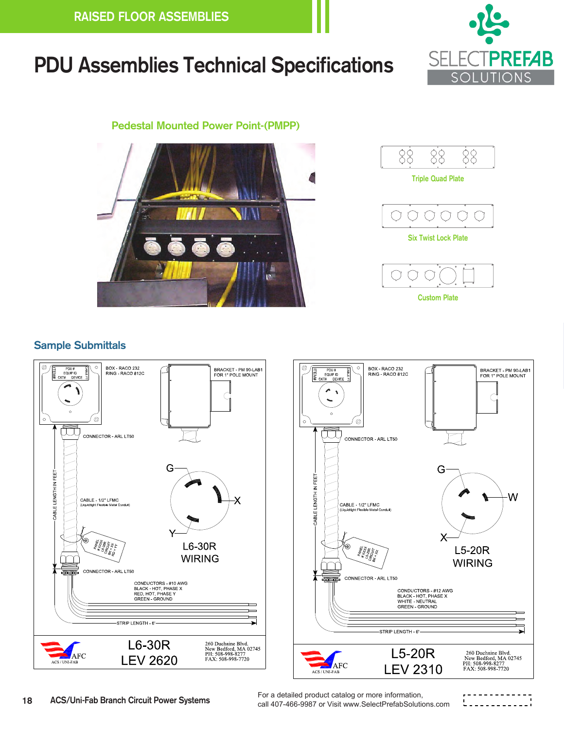RAISED FLOOR ASSEMBLIES

# PDU Assemblies Technical Specifications

## Pedestal Mounted Power Point-(PMPP)

Triple Quad Plate

Six Twist Lock Plate

Custom Plate

## Sample Submittals

BOX - RACO 232
RING - RACO 812C

BRACKET - PM 90-LAB1
FOR 1" POLE MOUNT

CONNECTOR - ARL LT50

CABLE LENGTH IN FEET

CABLE - 1/2" LFMC
(Liquidtight Flexible Metal Conduit)

G

X

Y

L6-30R
WIRING

CONNECTOR - ARL LT50

CONDUCTORS - #10 AWG
BLACK - HOT, PHASE X
RED, HOT, PHASE Y
GREEN - GROUND

STRIP LENGTH - 6'

L6-30R
LEV 2620

260 Duchaine Blvd.
New Bedford, MA 02745
PH: 508-998-8277
FAX: 508-998-7720

BOX - RACO 232
RING - RACO 812C

BRACKET - PM 90-LAB1
FOR 1" POLE MOUNT

CONNECTOR - ARL LT50

CABLE LENGTH IN FEET

CABLE - 1/2" LFMC
(Liquidtight Flexible Metal Conduit)

G

W

X

L5-20R
WIRING

CONNECTOR - ARL LT50

CONDUCTORS - #12 AWG
BLACK - HOT, PHASE X
WHITE - NEUTRAL
GREEN - GROUND

STRIP LENGTH - 6'

L5-20R
LEV 2310

260 Duchaine Blvd.
New Bedford, MA 02745
PH: 508-998-8277
FAX: 508-998-7720

ACS/Uni-Fab Branch Circuit Power Systems

For a detailed product catalog or more information,
call 407-466-9987 or Visit www.SelectPrefabSolutions.com